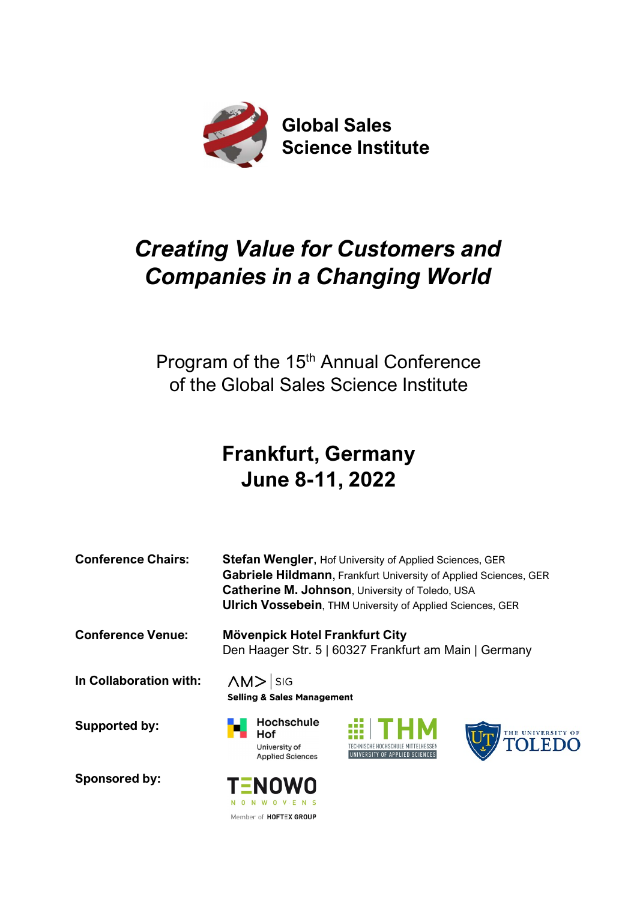**Global Sales Science Institute**

# *Creating Value for Customers and Companies in a Changing World*

Program of the 15th Annual Conference of the Global Sales Science Institute

## Frankfurt, Germany
## June 8-11, 2022

**Conference Chairs:**
**Stefan Wengler**, Hof University of Applied Sciences, GER
**Gabriele Hildmann**, Frankfurt University of Applied Sciences, GER
**Catherine M. Johnson**, University of Toledo, USA
**Ulrich Vossebein**, THM University of Applied Sciences, GER

**Conference Venue:**
**Mövenpick Hotel Frankfurt City**
Den Haager Str. 5 | 60327 Frankfurt am Main | Germany

**In Collaboration with:**
AM> | SIG
**Selling & Sales Management**

**Supported by:**
Hochschule Hof University of Applied Sciences
THM Technische Hochschule Mittelhessen University of Applied Sciences
The University of Toledo

**Sponsored by:**
TENOWO Nonwovens
Member of HOFTEX GROUP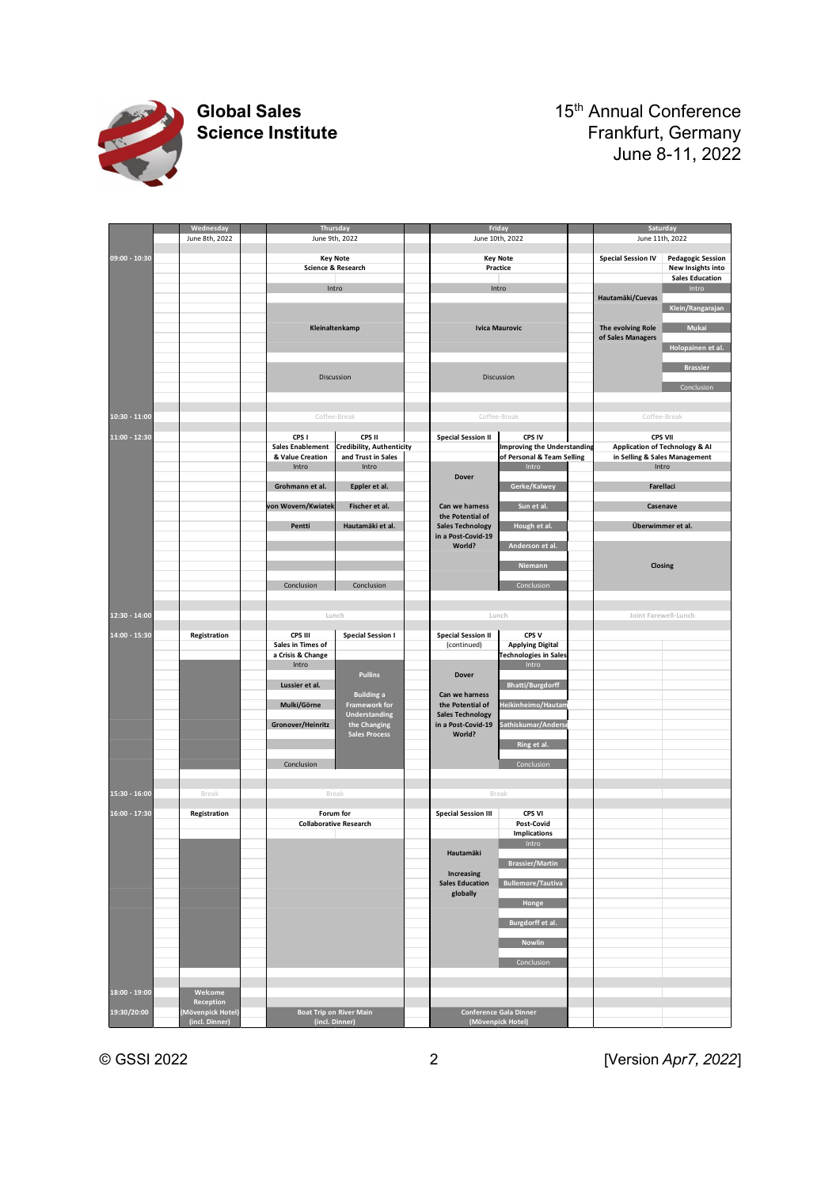**Global Sales Science Institute**

15th Annual Conference
Frankfurt, Germany
June 8-11, 2022

| Time | Wednesday June 8th, 2022 | Thursday June 9th, 2022 | | Friday June 10th, 2022 | | Saturday June 11th, 2022 | |
|---|---|---|---|---|---|---|---|
| 09:00 - 10:30 | | Key Note Science & Research | | Key Note Practice | | Special Session IV | Pedagogic Session New Insights into Sales Education |
| | | Intro | | Intro | | | Intro |
| | | | | | | Hautamäki/Cuevas | Klein/Rangarajan |
| | | Kleinaltenkamp | | Ivica Maurovic | | The evolving Role of Sales Managers | Mukai |
| | | | | | | | Holopainen et al. |
| | | | | | | | Brassier |
| | | Discussion | | Discussion | | | Conclusion |
| 10:30 - 11:00 | | Coffee-Break | | Coffee-Break | | Coffee-Break | |
| 11:00 - 12:30 | | CPS I Sales Enablement & Value Creation | CPS II Credibility, Authenticity and Trust in Sales | Special Session II | CPS IV Improving the Understanding of Personal & Team Selling | CPS VII Application of Technology & AI in Selling & Sales Management | |
| | | Intro | Intro | | Intro | Intro | |
| | | Grohmann et al. | Eppler et al. | Dover | Gerke/Kalwey | Farellaci | |
| | | von Wovern/Kwiatek | Fischer et al. | Can we harness the Potential of Sales Technology in a Post-Covid-19 World? | Sun et al. | Casenave | |
| | | Pentti | Hautamäki et al. | | Hough et al. | Überwimmer et al. | |
| | | | | | Anderson et al. | | |
| | | | | | Niemann | Closing | |
| | | Conclusion | Conclusion | | Conclusion | | |
| 12:30 - 14:00 | | Lunch | | Lunch | | Joint Farewell-Lunch | |
| 14:00 - 15:30 | Registration | CPS III Sales in Times of a Crisis & Change | Special Session I | Special Session II (continued) | CPS V Applying Digital Technologies in Sales | | |
| | | Intro | Pullins | Dover | Intro | | |
| | | Lussier et al. | Building a Framework for Understanding the Changing Sales Process | Can we harness the Potential of Sales Technology in a Post-Covid-19 World? | Bhatti/Burgdorff | | |
| | | Mulki/Görne | | | Heikinheimo/Hautam | | |
| | | Gronover/Heinritz | | | Sathiskumar/Anderse | | |
| | | | | | Ring et al. | | |
| | | Conclusion | | | Conclusion | | |
| 15:30 - 16:00 | Break | Break | | Break | | | |
| 16:00 - 17:30 | Registration | Forum for Collaborative Research | | Special Session III | CPS VI Post-Covid Implications | | |
| | | | | Hautamäki | Intro | | |
| | | | | Increasing Sales Education globally | Brassier/Martin | | |
| | | | | | Bullemore/Tautiva | | |
| | | | | | Honge | | |
| | | | | | Burgdorff et al. | | |
| | | | | | Nowlin | | |
| | | | | | Conclusion | | |
| 18:00 - 19:00 | Welcome Reception | | | | | | |
| 19:30/20:00 | (Mövenpick Hotel) (incl. Dinner) | Boat Trip on River Main (incl. Dinner) | | Conference Gala Dinner (Mövenpick Hotel) | | | |

© GSSI 2022 [Version *Apr7, 2022*]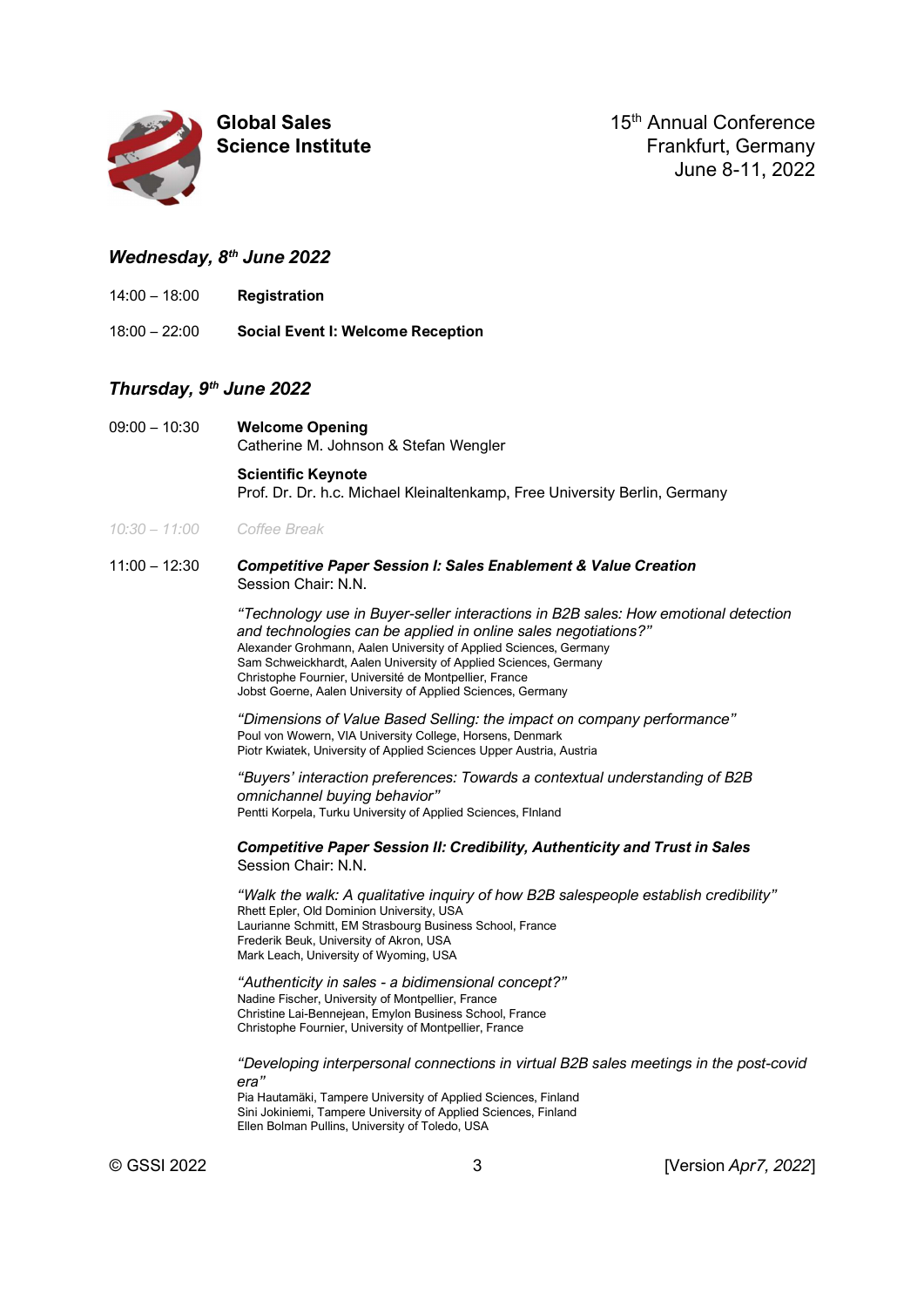**Global Sales Science Institute**

15th Annual Conference
Frankfurt, Germany
June 8-11, 2022

### *Wednesday, 8th June 2022*

14:00 – 18:00 **Registration**

18:00 – 22:00 **Social Event I: Welcome Reception**

### *Thursday, 9th June 2022*

09:00 – 10:30 **Welcome Opening**
Catherine M. Johnson & Stefan Wengler

**Scientific Keynote**
Prof. Dr. Dr. h.c. Michael Kleinaltenkamp, Free University Berlin, Germany

*10:30 – 11:00 Coffee Break*

11:00 – 12:30 ***Competitive Paper Session I: Sales Enablement & Value Creation***
Session Chair: N.N.

*"Technology use in Buyer-seller interactions in B2B sales: How emotional detection and technologies can be applied in online sales negotiations?"*
Alexander Grohmann, Aalen University of Applied Sciences, Germany
Sam Schweickhardt, Aalen University of Applied Sciences, Germany
Christophe Fournier, Université de Montpellier, France
Jobst Goerne, Aalen University of Applied Sciences, Germany

*"Dimensions of Value Based Selling: the impact on company performance"*
Poul von Wowern, VIA University College, Horsens, Denmark
Piotr Kwiatek, University of Applied Sciences Upper Austria, Austria

*"Buyers' interaction preferences: Towards a contextual understanding of B2B omnichannel buying behavior"*
Pentti Korpela, Turku University of Applied Sciences, FInland

***Competitive Paper Session II: Credibility, Authenticity and Trust in Sales***
Session Chair: N.N.

*"Walk the walk: A qualitative inquiry of how B2B salespeople establish credibility"*
Rhett Epler, Old Dominion University, USA
Laurianne Schmitt, EM Strasbourg Business School, France
Frederik Beuk, University of Akron, USA
Mark Leach, University of Wyoming, USA

*"Authenticity in sales - a bidimensional concept?"*
Nadine Fischer, University of Montpellier, France
Christine Lai-Bennejean, Emylon Business School, France
Christophe Fournier, University of Montpellier, France

*"Developing interpersonal connections in virtual B2B sales meetings in the post-covid era"*
Pia Hautamäki, Tampere University of Applied Sciences, Finland
Sini Jokiniemi, Tampere University of Applied Sciences, Finland
Ellen Bolman Pullins, University of Toledo, USA

© GSSI 2022 [Version *Apr7, 2022*]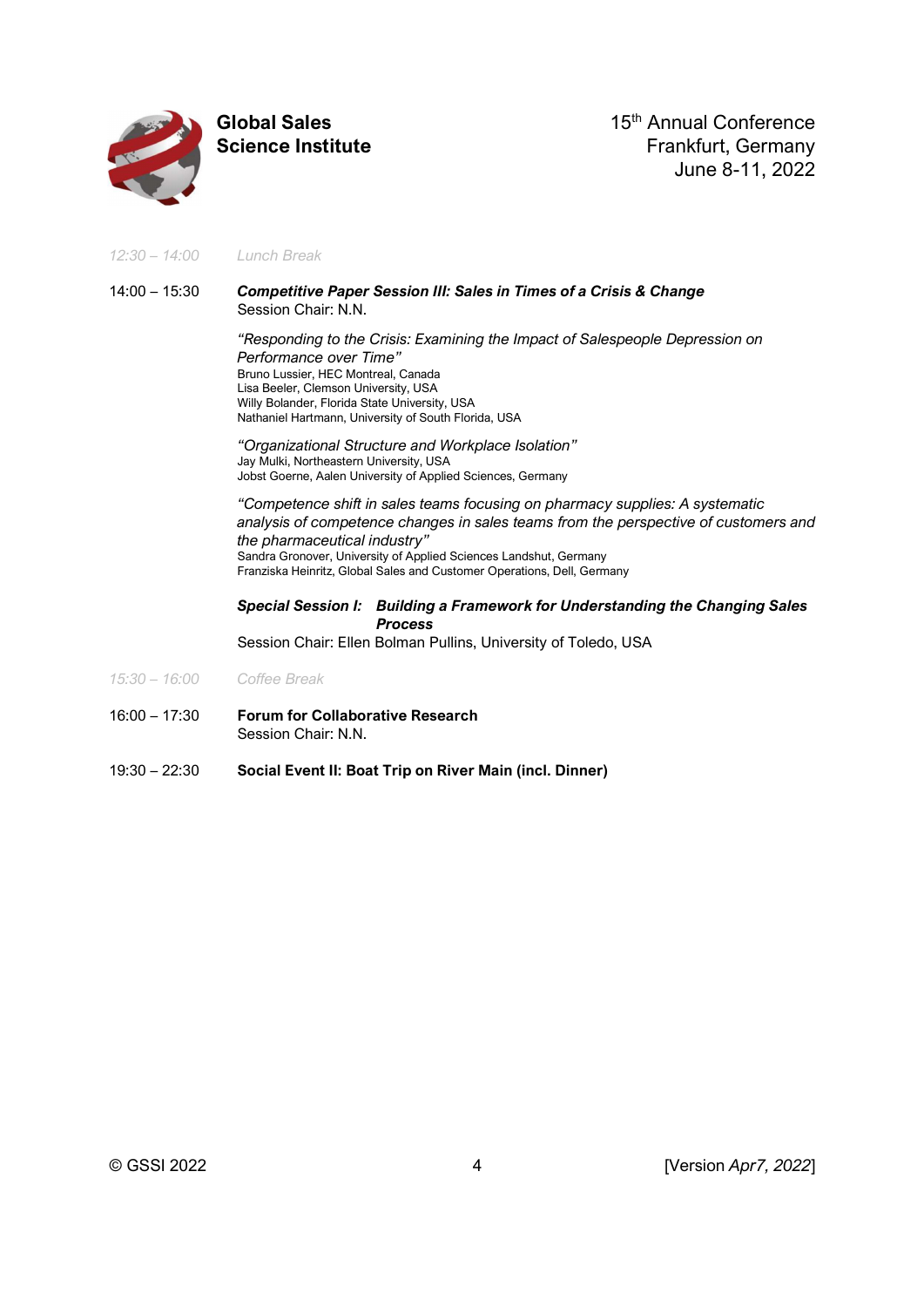*12:30 – 14:00* *Lunch Break*

14:00 – 15:30 ***Competitive Paper Session III: Sales in Times of a Crisis & Change***
Session Chair: N.N.

*"Responding to the Crisis: Examining the Impact of Salespeople Depression on Performance over Time"*
Bruno Lussier, HEC Montreal, Canada
Lisa Beeler, Clemson University, USA
Willy Bolander, Florida State University, USA
Nathaniel Hartmann, University of South Florida, USA

*"Organizational Structure and Workplace Isolation"*
Jay Mulki, Northeastern University, USA
Jobst Goerne, Aalen University of Applied Sciences, Germany

*"Competence shift in sales teams focusing on pharmacy supplies: A systematic analysis of competence changes in sales teams from the perspective of customers and the pharmaceutical industry"*
Sandra Gronover, University of Applied Sciences Landshut, Germany
Franziska Heinritz, Global Sales and Customer Operations, Dell, Germany

***Special Session I: Building a Framework for Understanding the Changing Sales Process***
Session Chair: Ellen Bolman Pullins, University of Toledo, USA

*15:30 – 16:00* *Coffee Break*

16:00 – 17:30 **Forum for Collaborative Research**
Session Chair: N.N.

19:30 – 22:30 **Social Event II: Boat Trip on River Main (incl. Dinner)**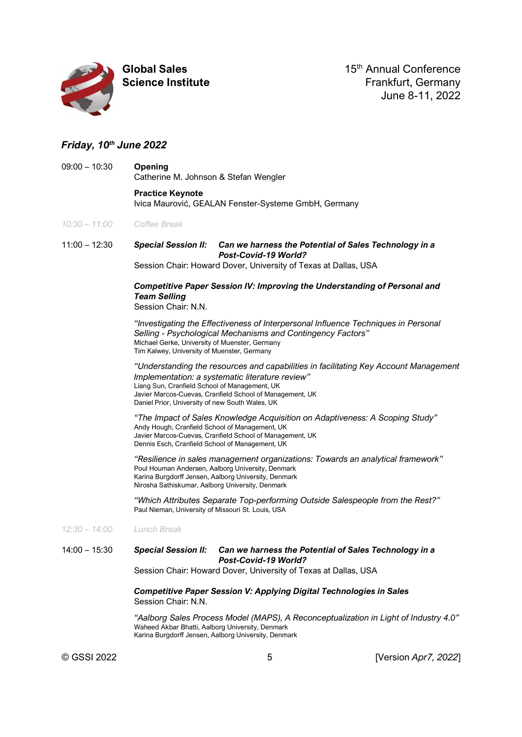## Friday, 10th June 2022

**09:00 – 10:30**

**Opening**
Catherine M. Johnson & Stefan Wengler

**Practice Keynote**
Ivica Maurović, GEALAN Fenster-Systeme GmbH, Germany

*10:30 – 11:00* *Coffee Break*

**11:00 – 12:30**

***Special Session II: Can we harness the Potential of Sales Technology in a Post-Covid-19 World?***
Session Chair: Howard Dover, University of Texas at Dallas, USA

***Competitive Paper Session IV: Improving the Understanding of Personal and Team Selling***
Session Chair: N.N.

*"Investigating the Effectiveness of Interpersonal Influence Techniques in Personal Selling - Psychological Mechanisms and Contingency Factors"*
Michael Gerke, University of Muenster, Germany
Tim Kalwey, University of Muenster, Germany

*"Understanding the resources and capabilities in facilitating Key Account Management Implementation: a systematic literature review"*
Liang Sun, Cranfield School of Management, UK
Javier Marcos-Cuevas, Cranfield School of Management, UK
Daniel Prior, University of new South Wales, UK

*"The Impact of Sales Knowledge Acquisition on Adaptiveness: A Scoping Study"*
Andy Hough, Cranfield School of Management, UK
Javier Marcos-Cuevas, Cranfield School of Management, UK
Dennis Esch, Cranfield School of Management, UK

*"Resilience in sales management organizations: Towards an analytical framework"*
Poul Houman Andersen, Aalborg University, Denmark
Karina Burgdorff Jensen, Aalborg University, Denmark
Nirosha Sathiskumar, Aalborg University, Denmark

*"Which Attributes Separate Top-performing Outside Salespeople from the Rest?"*
Paul Nieman, University of Missouri St. Louis, USA

*12:30 – 14:00* *Lunch Break*

**14:00 – 15:30**

***Special Session II: Can we harness the Potential of Sales Technology in a Post-Covid-19 World?***
Session Chair: Howard Dover, University of Texas at Dallas, USA

***Competitive Paper Session V: Applying Digital Technologies in Sales***
Session Chair: N.N.

*"Aalborg Sales Process Model (MAPS), A Reconceptualization in Light of Industry 4.0"*
Waheed Akbar Bhatti, Aalborg University, Denmark
Karina Burgdorff Jensen, Aalborg University, Denmark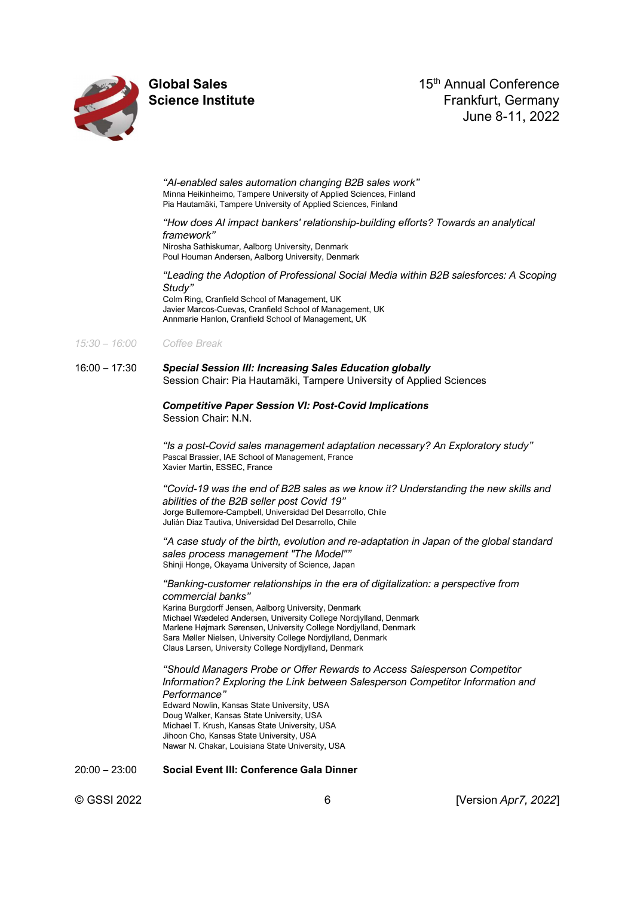*"AI-enabled sales automation changing B2B sales work"*
Minna Heikinheimo, Tampere University of Applied Sciences, Finland
Pia Hautamäki, Tampere University of Applied Sciences, Finland

*"How does AI impact bankers' relationship-building efforts? Towards an analytical framework"*
Nirosha Sathiskumar, Aalborg University, Denmark
Poul Houman Andersen, Aalborg University, Denmark

*"Leading the Adoption of Professional Social Media within B2B salesforces: A Scoping Study"*
Colm Ring, Cranfield School of Management, UK
Javier Marcos-Cuevas, Cranfield School of Management, UK
Annmarie Hanlon, Cranfield School of Management, UK

15:30 – 16:00 Coffee Break

16:00 – 17:30 ***Special Session III: Increasing Sales Education globally***
Session Chair: Pia Hautamäki, Tampere University of Applied Sciences

***Competitive Paper Session VI: Post-Covid Implications***
Session Chair: N.N.

*"Is a post-Covid sales management adaptation necessary? An Exploratory study"*
Pascal Brassier, IAE School of Management, France
Xavier Martin, ESSEC, France

*"Covid-19 was the end of B2B sales as we know it? Understanding the new skills and abilities of the B2B seller post Covid 19"*
Jorge Bullemore-Campbell, Universidad Del Desarrollo, Chile
Julián Diaz Tautiva, Universidad Del Desarrollo, Chile

*"A case study of the birth, evolution and re-adaptation in Japan of the global standard sales process management "The Model""*
Shinji Honge, Okayama University of Science, Japan

*"Banking-customer relationships in the era of digitalization: a perspective from commercial banks"*
Karina Burgdorff Jensen, Aalborg University, Denmark
Michael Wædeled Andersen, University College Nordjylland, Denmark
Marlene Højmark Sørensen, University College Nordjylland, Denmark
Sara Møller Nielsen, University College Nordjylland, Denmark
Claus Larsen, University College Nordjylland, Denmark

*"Should Managers Probe or Offer Rewards to Access Salesperson Competitor Information? Exploring the Link between Salesperson Competitor Information and Performance"*
Edward Nowlin, Kansas State University, USA
Doug Walker, Kansas State University, USA
Michael T. Krush, Kansas State University, USA
Jihoon Cho, Kansas State University, USA
Nawar N. Chakar, Louisiana State University, USA

20:00 – 23:00 **Social Event III: Conference Gala Dinner**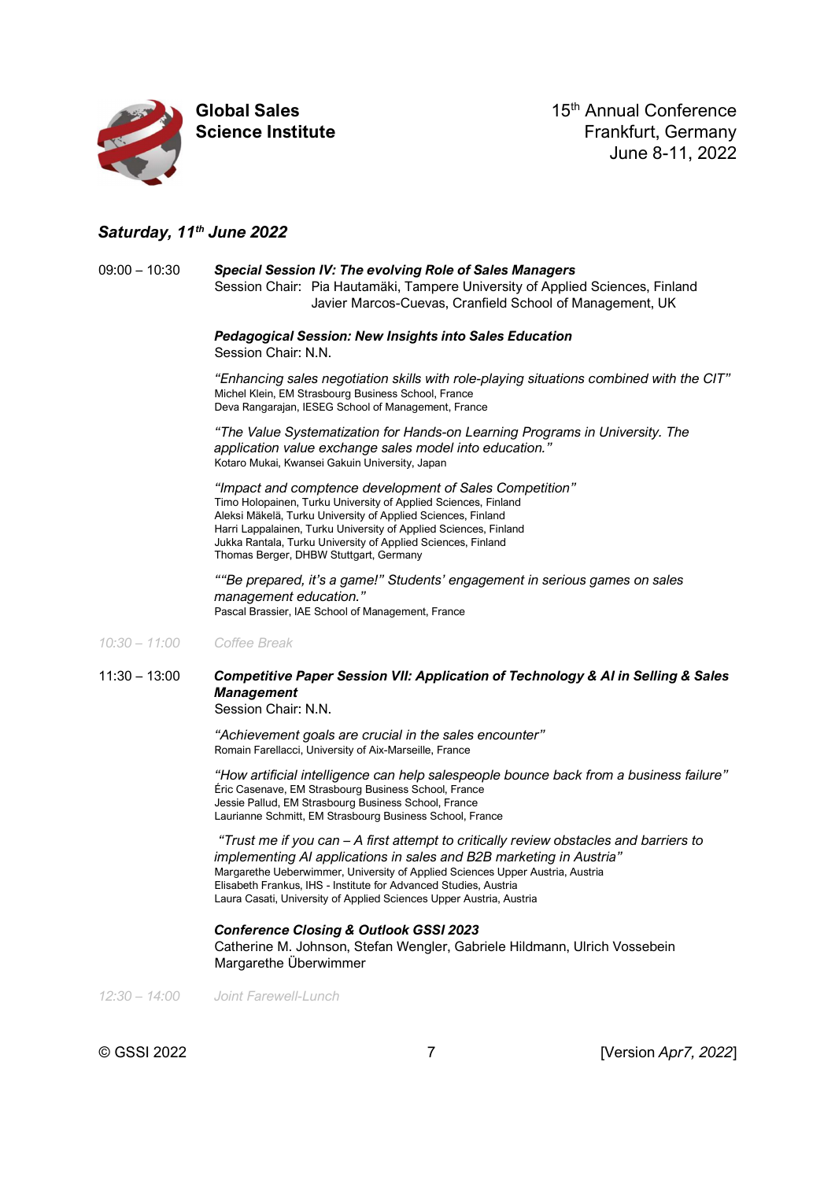## *Saturday, 11th June 2022*

09:00 – 10:30

***Special Session IV: The evolving Role of Sales Managers***

Session Chair: Pia Hautamäki, Tampere University of Applied Sciences, Finland
Javier Marcos-Cuevas, Cranfield School of Management, UK

***Pedagogical Session: New Insights into Sales Education***

Session Chair: N.N.

*"Enhancing sales negotiation skills with role-playing situations combined with the CIT"*
Michel Klein, EM Strasbourg Business School, France
Deva Rangarajan, IESEG School of Management, France

*"The Value Systematization for Hands-on Learning Programs in University. The application value exchange sales model into education."*
Kotaro Mukai, Kwansei Gakuin University, Japan

*"Impact and comptence development of Sales Competition"*
Timo Holopainen, Turku University of Applied Sciences, Finland
Aleksi Mäkelä, Turku University of Applied Sciences, Finland
Harri Lappalainen, Turku University of Applied Sciences, Finland
Jukka Rantala, Turku University of Applied Sciences, Finland
Thomas Berger, DHBW Stuttgart, Germany

*""Be prepared, it's a game!" Students' engagement in serious games on sales management education."*
Pascal Brassier, IAE School of Management, France

*10:30 – 11:00* *Coffee Break*

11:30 – 13:00

***Competitive Paper Session VII: Application of Technology & AI in Selling & Sales Management***

Session Chair: N.N.

*"Achievement goals are crucial in the sales encounter"*
Romain Farellacci, University of Aix-Marseille, France

*"How artificial intelligence can help salespeople bounce back from a business failure"*
Éric Casenave, EM Strasbourg Business School, France
Jessie Pallud, EM Strasbourg Business School, France
Laurianne Schmitt, EM Strasbourg Business School, France

*"Trust me if you can – A first attempt to critically review obstacles and barriers to implementing AI applications in sales and B2B marketing in Austria"*
Margarethe Ueberwimmer, University of Applied Sciences Upper Austria, Austria
Elisabeth Frankus, IHS - Institute for Advanced Studies, Austria
Laura Casati, University of Applied Sciences Upper Austria, Austria

***Conference Closing & Outlook GSSI 2023***

Catherine M. Johnson, Stefan Wengler, Gabriele Hildmann, Ulrich Vossebein
Margarethe Überwimmer

*12:30 – 14:00* *Joint Farewell-Lunch*